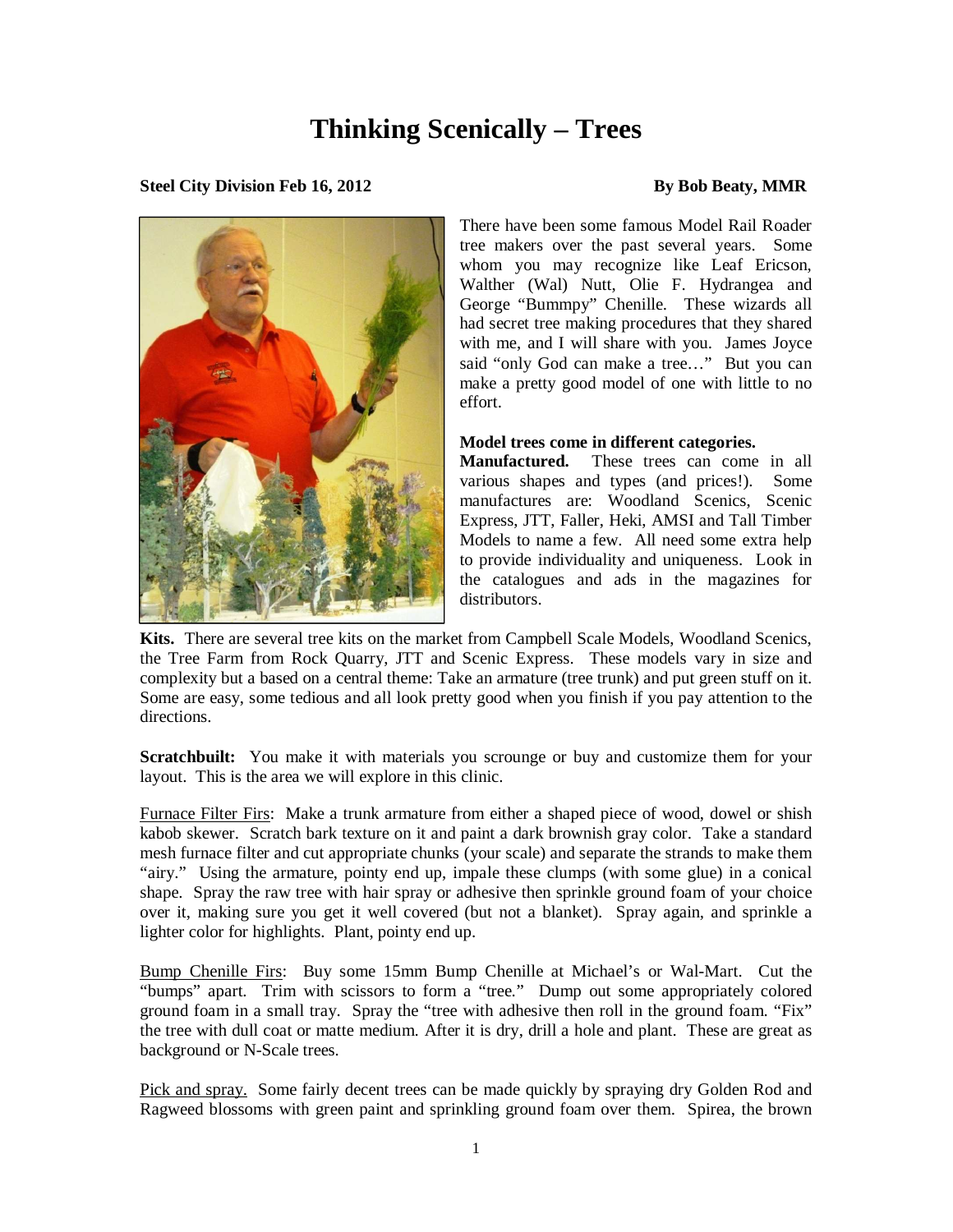# Thinking Scenically – Trees

**Steel City Division Feb 16, 2012** **By Bob Beaty, MMR**

There have been some famous Model Rail Roader tree makers over the past several years. Some whom you may recognize like Leaf Ericson, Walther (Wal) Nutt, Olie F. Hydrangea and George "Bummpy" Chenille. These wizards all had secret tree making procedures that they shared with me, and I will share with you. James Joyce said "only God can make a tree…" But you can make a pretty good model of one with little to no effort.

**Model trees come in different categories.**

**Manufactured.** These trees can come in all various shapes and types (and prices!). Some manufactures are: Woodland Scenics, Scenic Express, JTT, Faller, Heki, AMSI and Tall Timber Models to name a few. All need some extra help to provide individuality and uniqueness. Look in the catalogues and ads in the magazines for distributors.

**Kits.** There are several tree kits on the market from Campbell Scale Models, Woodland Scenics, the Tree Farm from Rock Quarry, JTT and Scenic Express. These models vary in size and complexity but a based on a central theme: Take an armature (tree trunk) and put green stuff on it. Some are easy, some tedious and all look pretty good when you finish if you pay attention to the directions.

**Scratchbuilt:** You make it with materials you scrounge or buy and customize them for your layout. This is the area we will explore in this clinic.

<u>Furnace Filter Firs</u>: Make a trunk armature from either a shaped piece of wood, dowel or shish kabob skewer. Scratch bark texture on it and paint a dark brownish gray color. Take a standard mesh furnace filter and cut appropriate chunks (your scale) and separate the strands to make them "airy." Using the armature, pointy end up, impale these clumps (with some glue) in a conical shape. Spray the raw tree with hair spray or adhesive then sprinkle ground foam of your choice over it, making sure you get it well covered (but not a blanket). Spray again, and sprinkle a lighter color for highlights. Plant, pointy end up.

<u>Bump Chenille Firs</u>: Buy some 15mm Bump Chenille at Michael's or Wal-Mart. Cut the "bumps" apart. Trim with scissors to form a "tree." Dump out some appropriately colored ground foam in a small tray. Spray the "tree with adhesive then roll in the ground foam. "Fix" the tree with dull coat or matte medium. After it is dry, drill a hole and plant. These are great as background or N-Scale trees.

<u>Pick and spray.</u> Some fairly decent trees can be made quickly by spraying dry Golden Rod and Ragweed blossoms with green paint and sprinkling ground foam over them. Spirea, the brown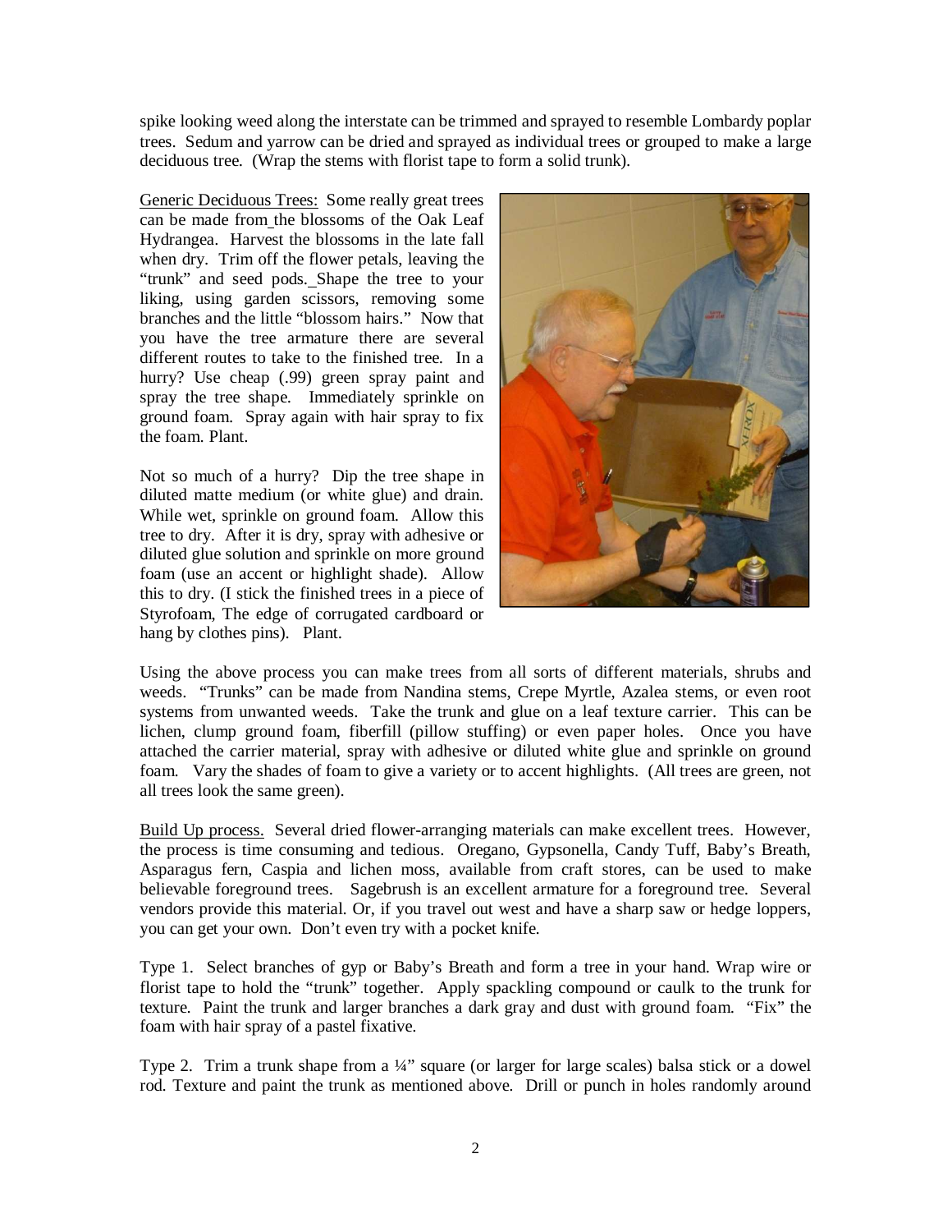spike looking weed along the interstate can be trimmed and sprayed to resemble Lombardy poplar trees. Sedum and yarrow can be dried and sprayed as individual trees or grouped to make a large deciduous tree. (Wrap the stems with florist tape to form a solid trunk).

Generic Deciduous Trees: Some really great trees can be made from the blossoms of the Oak Leaf Hydrangea. Harvest the blossoms in the late fall when dry. Trim off the flower petals, leaving the "trunk" and seed pods. Shape the tree to your liking, using garden scissors, removing some branches and the little "blossom hairs." Now that you have the tree armature there are several different routes to take to the finished tree. In a hurry? Use cheap (.99) green spray paint and spray the tree shape. Immediately sprinkle on ground foam. Spray again with hair spray to fix the foam. Plant.

Not so much of a hurry? Dip the tree shape in diluted matte medium (or white glue) and drain. While wet, sprinkle on ground foam. Allow this tree to dry. After it is dry, spray with adhesive or diluted glue solution and sprinkle on more ground foam (use an accent or highlight shade). Allow this to dry. (I stick the finished trees in a piece of Styrofoam, The edge of corrugated cardboard or hang by clothes pins). Plant.

Using the above process you can make trees from all sorts of different materials, shrubs and weeds. "Trunks" can be made from Nandina stems, Crepe Myrtle, Azalea stems, or even root systems from unwanted weeds. Take the trunk and glue on a leaf texture carrier. This can be lichen, clump ground foam, fiberfill (pillow stuffing) or even paper holes. Once you have attached the carrier material, spray with adhesive or diluted white glue and sprinkle on ground foam. Vary the shades of foam to give a variety or to accent highlights. (All trees are green, not all trees look the same green).

Build Up process. Several dried flower-arranging materials can make excellent trees. However, the process is time consuming and tedious. Oregano, Gypsonella, Candy Tuff, Baby's Breath, Asparagus fern, Caspia and lichen moss, available from craft stores, can be used to make believable foreground trees. Sagebrush is an excellent armature for a foreground tree. Several vendors provide this material. Or, if you travel out west and have a sharp saw or hedge loppers, you can get your own. Don't even try with a pocket knife.

Type 1. Select branches of gyp or Baby's Breath and form a tree in your hand. Wrap wire or florist tape to hold the "trunk" together. Apply spackling compound or caulk to the trunk for texture. Paint the trunk and larger branches a dark gray and dust with ground foam. "Fix" the foam with hair spray of a pastel fixative.

Type 2. Trim a trunk shape from a ¼" square (or larger for large scales) balsa stick or a dowel rod. Texture and paint the trunk as mentioned above. Drill or punch in holes randomly around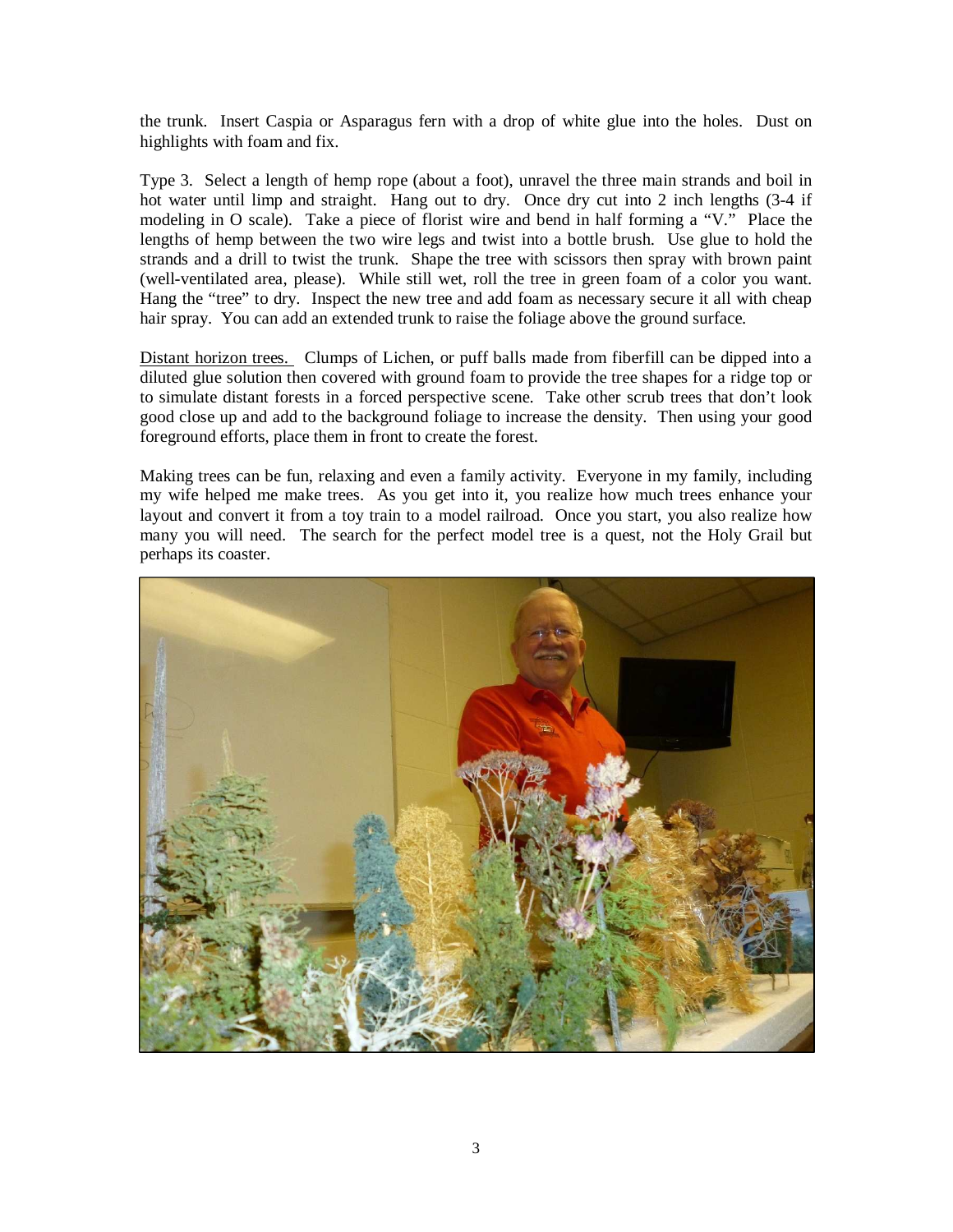the trunk. Insert Caspia or Asparagus fern with a drop of white glue into the holes. Dust on highlights with foam and fix.

Type 3. Select a length of hemp rope (about a foot), unravel the three main strands and boil in hot water until limp and straight. Hang out to dry. Once dry cut into 2 inch lengths (3-4 if modeling in O scale). Take a piece of florist wire and bend in half forming a "V." Place the lengths of hemp between the two wire legs and twist into a bottle brush. Use glue to hold the strands and a drill to twist the trunk. Shape the tree with scissors then spray with brown paint (well-ventilated area, please). While still wet, roll the tree in green foam of a color you want. Hang the "tree" to dry. Inspect the new tree and add foam as necessary secure it all with cheap hair spray. You can add an extended trunk to raise the foliage above the ground surface.

Distant horizon trees. Clumps of Lichen, or puff balls made from fiberfill can be dipped into a diluted glue solution then covered with ground foam to provide the tree shapes for a ridge top or to simulate distant forests in a forced perspective scene. Take other scrub trees that don't look good close up and add to the background foliage to increase the density. Then using your good foreground efforts, place them in front to create the forest.

Making trees can be fun, relaxing and even a family activity. Everyone in my family, including my wife helped me make trees. As you get into it, you realize how much trees enhance your layout and convert it from a toy train to a model railroad. Once you start, you also realize how many you will need. The search for the perfect model tree is a quest, not the Holy Grail but perhaps its coaster.